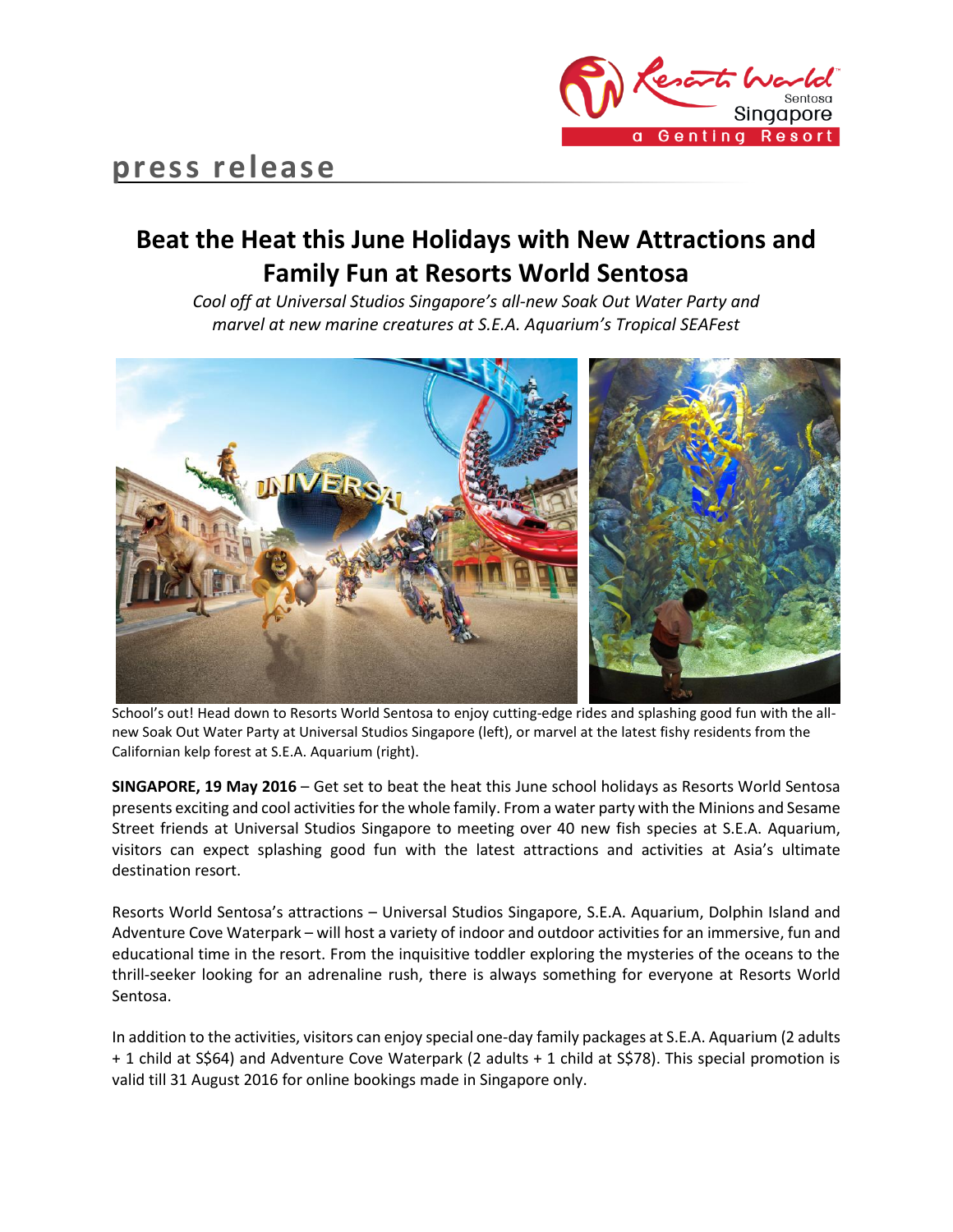press release

# Beat the Heat this June Holidays with New Attractions and Family Fun at Resorts World Sentosa

*Cool off at Universal Studios Singapore's all-new Soak Out Water Party and marvel at new marine creatures at S.E.A. Aquarium's Tropical SEAFest*

School's out! Head down to Resorts World Sentosa to enjoy cutting-edge rides and splashing good fun with the all-new Soak Out Water Party at Universal Studios Singapore (left), or marvel at the latest fishy residents from the Californian kelp forest at S.E.A. Aquarium (right).

**SINGAPORE, 19 May 2016** – Get set to beat the heat this June school holidays as Resorts World Sentosa presents exciting and cool activities for the whole family. From a water party with the Minions and Sesame Street friends at Universal Studios Singapore to meeting over 40 new fish species at S.E.A. Aquarium, visitors can expect splashing good fun with the latest attractions and activities at Asia's ultimate destination resort.

Resorts World Sentosa's attractions – Universal Studios Singapore, S.E.A. Aquarium, Dolphin Island and Adventure Cove Waterpark – will host a variety of indoor and outdoor activities for an immersive, fun and educational time in the resort. From the inquisitive toddler exploring the mysteries of the oceans to the thrill-seeker looking for an adrenaline rush, there is always something for everyone at Resorts World Sentosa.

In addition to the activities, visitors can enjoy special one-day family packages at S.E.A. Aquarium (2 adults + 1 child at S$64) and Adventure Cove Waterpark (2 adults + 1 child at S$78). This special promotion is valid till 31 August 2016 for online bookings made in Singapore only.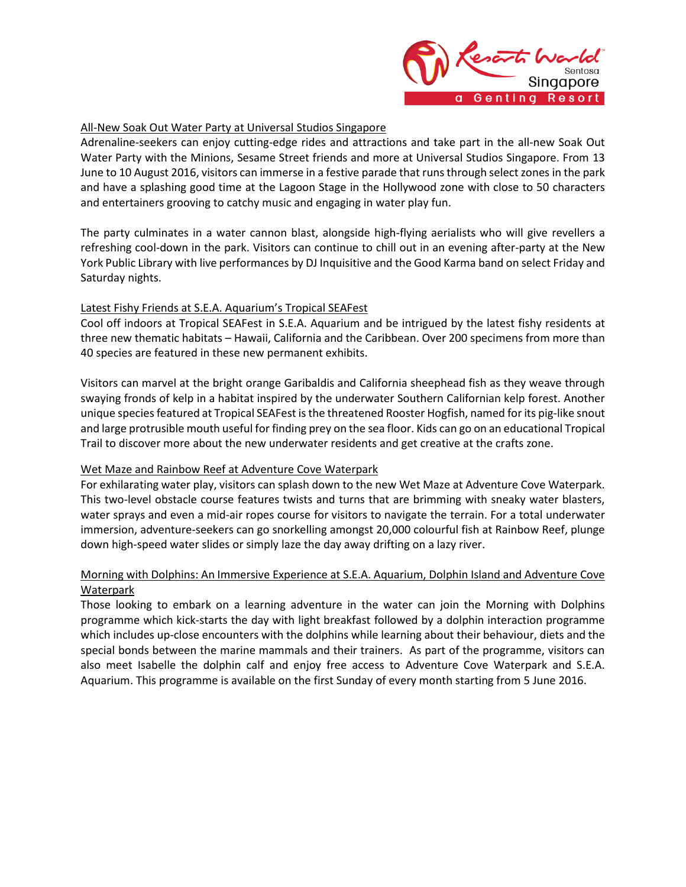<u>All-New Soak Out Water Party at Universal Studios Singapore</u>

Adrenaline-seekers can enjoy cutting-edge rides and attractions and take part in the all-new Soak Out Water Party with the Minions, Sesame Street friends and more at Universal Studios Singapore. From 13 June to 10 August 2016, visitors can immerse in a festive parade that runs through select zones in the park and have a splashing good time at the Lagoon Stage in the Hollywood zone with close to 50 characters and entertainers grooving to catchy music and engaging in water play fun.

The party culminates in a water cannon blast, alongside high-flying aerialists who will give revellers a refreshing cool-down in the park. Visitors can continue to chill out in an evening after-party at the New York Public Library with live performances by DJ Inquisitive and the Good Karma band on select Friday and Saturday nights.

<u>Latest Fishy Friends at S.E.A. Aquarium's Tropical SEAFest</u>

Cool off indoors at Tropical SEAFest in S.E.A. Aquarium and be intrigued by the latest fishy residents at three new thematic habitats – Hawaii, California and the Caribbean. Over 200 specimens from more than 40 species are featured in these new permanent exhibits.

Visitors can marvel at the bright orange Garibaldis and California sheephead fish as they weave through swaying fronds of kelp in a habitat inspired by the underwater Southern Californian kelp forest. Another unique species featured at Tropical SEAFest is the threatened Rooster Hogfish, named for its pig-like snout and large protrusible mouth useful for finding prey on the sea floor. Kids can go on an educational Tropical Trail to discover more about the new underwater residents and get creative at the crafts zone.

<u>Wet Maze and Rainbow Reef at Adventure Cove Waterpark</u>

For exhilarating water play, visitors can splash down to the new Wet Maze at Adventure Cove Waterpark. This two-level obstacle course features twists and turns that are brimming with sneaky water blasters, water sprays and even a mid-air ropes course for visitors to navigate the terrain. For a total underwater immersion, adventure-seekers can go snorkelling amongst 20,000 colourful fish at Rainbow Reef, plunge down high-speed water slides or simply laze the day away drifting on a lazy river.

<u>Morning with Dolphins: An Immersive Experience at S.E.A. Aquarium, Dolphin Island and Adventure Cove Waterpark</u>

Those looking to embark on a learning adventure in the water can join the Morning with Dolphins programme which kick-starts the day with light breakfast followed by a dolphin interaction programme which includes up-close encounters with the dolphins while learning about their behaviour, diets and the special bonds between the marine mammals and their trainers. As part of the programme, visitors can also meet Isabelle the dolphin calf and enjoy free access to Adventure Cove Waterpark and S.E.A. Aquarium. This programme is available on the first Sunday of every month starting from 5 June 2016.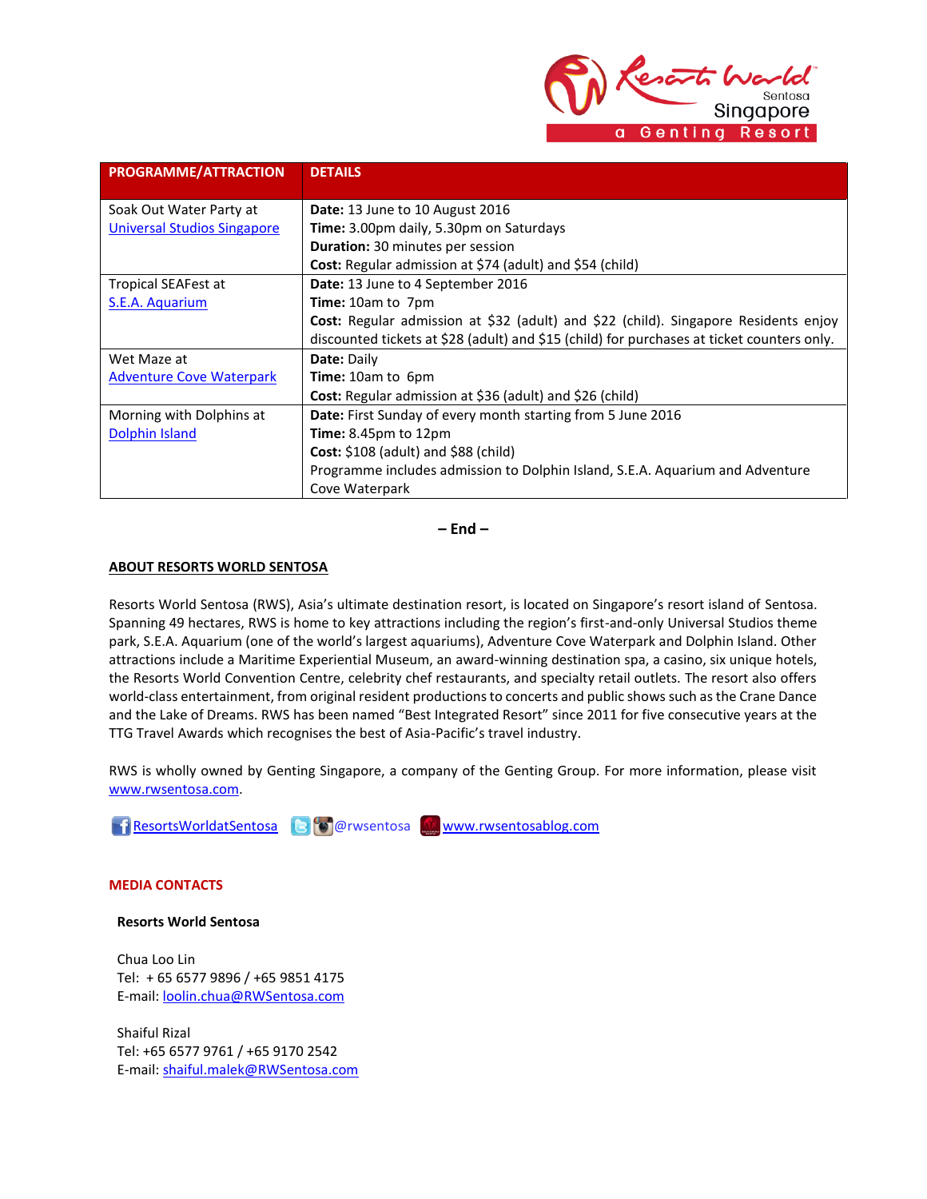| PROGRAMME/ATTRACTION | DETAILS |
| --- | --- |
| Soak Out Water Party at Universal Studios Singapore | **Date:** 13 June to 10 August 2016<br>**Time:** 3.00pm daily, 5.30pm on Saturdays<br>**Duration:** 30 minutes per session<br>**Cost:** Regular admission at $74 (adult) and $54 (child) |
| Tropical SEAFest at S.E.A. Aquarium | **Date:** 13 June to 4 September 2016<br>**Time:** 10am to 7pm<br>**Cost:** Regular admission at $32 (adult) and $22 (child). Singapore Residents enjoy discounted tickets at $28 (adult) and $15 (child) for purchases at ticket counters only. |
| Wet Maze at Adventure Cove Waterpark | **Date:** Daily<br>**Time:** 10am to 6pm<br>**Cost:** Regular admission at $36 (adult) and $26 (child) |
| Morning with Dolphins at Dolphin Island | **Date:** First Sunday of every month starting from 5 June 2016<br>**Time:** 8.45pm to 12pm<br>**Cost:** $108 (adult) and $88 (child)<br>Programme includes admission to Dolphin Island, S.E.A. Aquarium and Adventure Cove Waterpark |

**– End –**

**ABOUT RESORTS WORLD SENTOSA**

Resorts World Sentosa (RWS), Asia's ultimate destination resort, is located on Singapore's resort island of Sentosa. Spanning 49 hectares, RWS is home to key attractions including the region's first-and-only Universal Studios theme park, S.E.A. Aquarium (one of the world's largest aquariums), Adventure Cove Waterpark and Dolphin Island. Other attractions include a Maritime Experiential Museum, an award-winning destination spa, a casino, six unique hotels, the Resorts World Convention Centre, celebrity chef restaurants, and specialty retail outlets. The resort also offers world-class entertainment, from original resident productions to concerts and public shows such as the Crane Dance and the Lake of Dreams. RWS has been named "Best Integrated Resort" since 2011 for five consecutive years at the TTG Travel Awards which recognises the best of Asia-Pacific's travel industry.

RWS is wholly owned by Genting Singapore, a company of the Genting Group. For more information, please visit www.rwsentosa.com.

ResortsWorldatSentosa @rwsentosa www.rwsentosablog.com

**MEDIA CONTACTS**

**Resorts World Sentosa**

Chua Loo Lin
Tel: + 65 6577 9896 / +65 9851 4175
E-mail: loolin.chua@RWSentosa.com

Shaiful Rizal
Tel: +65 6577 9761 / +65 9170 2542
E-mail: shaiful.malek@RWSentosa.com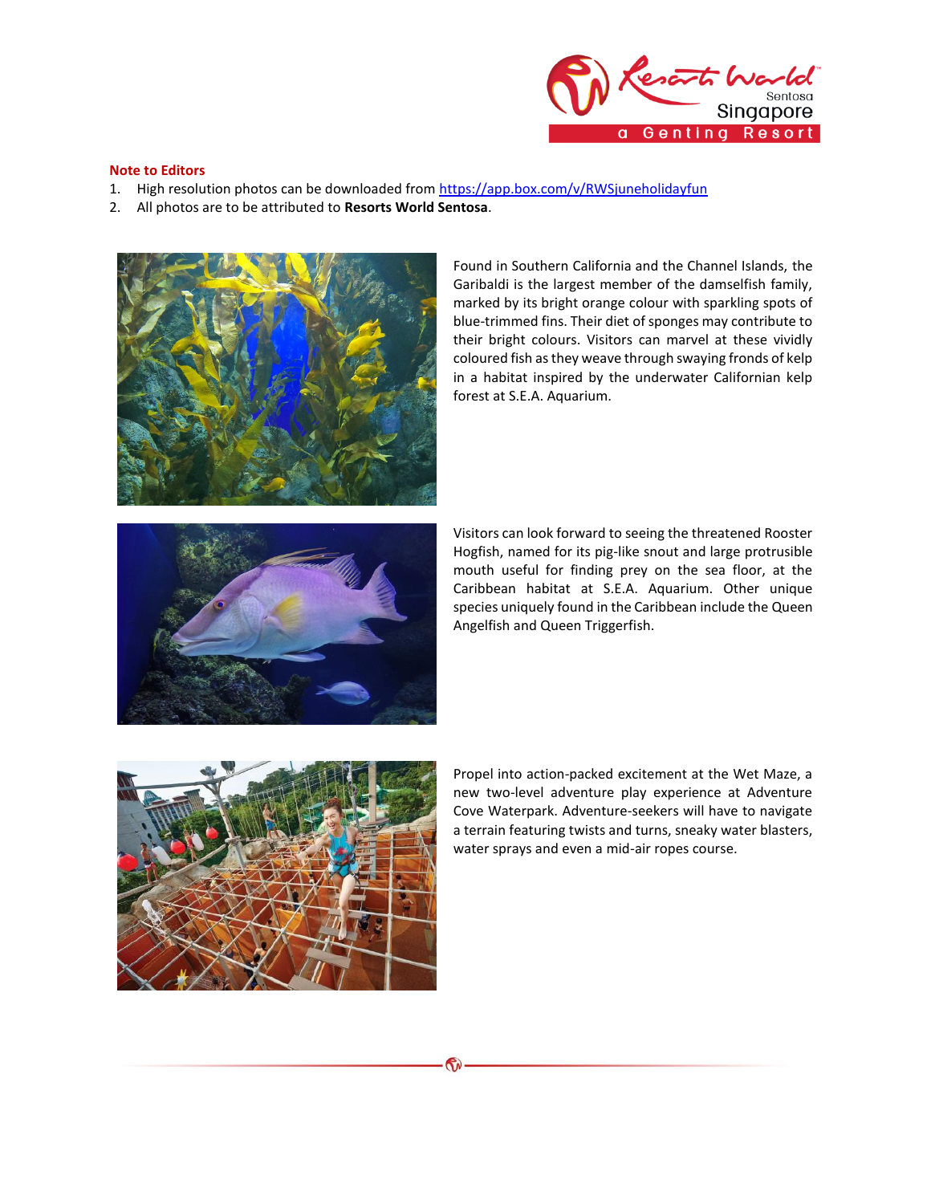**Note to Editors**

1. High resolution photos can be downloaded from [https://app.box.com/v/RWSjuneholidayfun](https://app.box.com/v/RWSjuneholidayfun)
2. All photos are to be attributed to **Resorts World Sentosa**.

Found in Southern California and the Channel Islands, the Garibaldi is the largest member of the damselfish family, marked by its bright orange colour with sparkling spots of blue-trimmed fins. Their diet of sponges may contribute to their bright colours. Visitors can marvel at these vividly coloured fish as they weave through swaying fronds of kelp in a habitat inspired by the underwater Californian kelp forest at S.E.A. Aquarium.

Visitors can look forward to seeing the threatened Rooster Hogfish, named for its pig-like snout and large protrusible mouth useful for finding prey on the sea floor, at the Caribbean habitat at S.E.A. Aquarium. Other unique species uniquely found in the Caribbean include the Queen Angelfish and Queen Triggerfish.

Propel into action-packed excitement at the Wet Maze, a new two-level adventure play experience at Adventure Cove Waterpark. Adventure-seekers will have to navigate a terrain featuring twists and turns, sneaky water blasters, water sprays and even a mid-air ropes course.